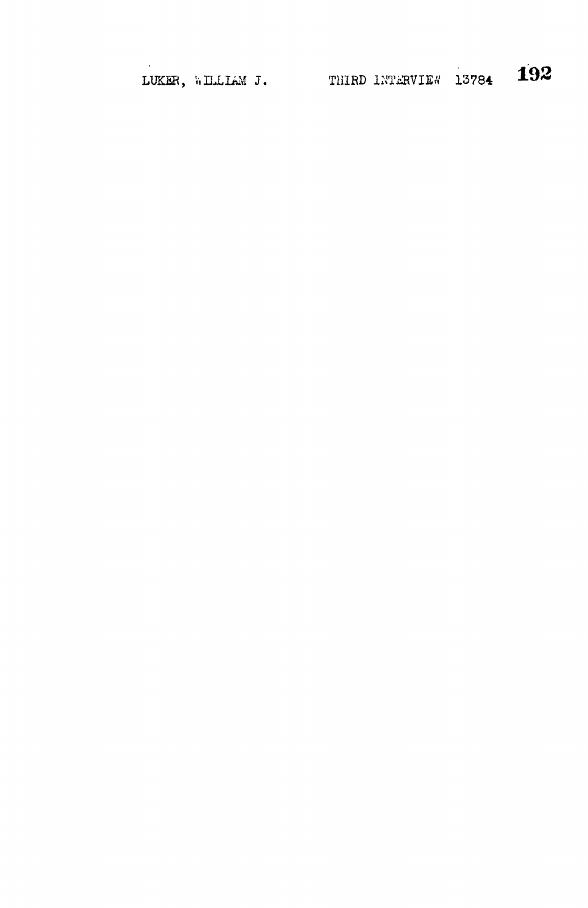LUKER, WILLIAM J. THIRD INTERVIEW 13784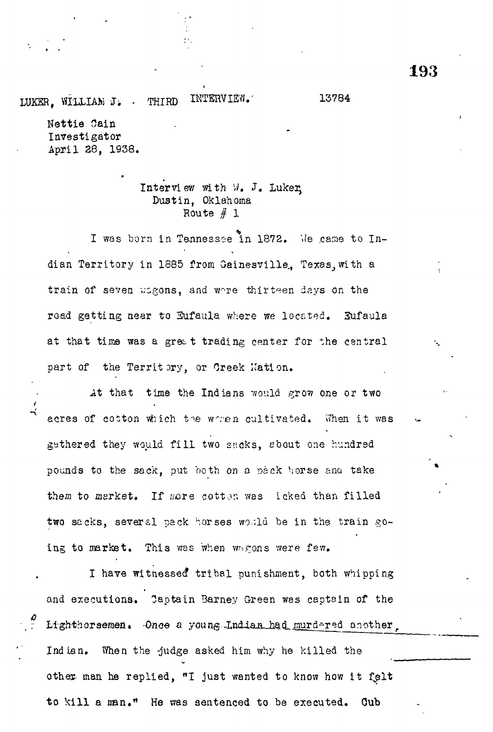LUKER, WILLIAM J. - THIRD INTERVIEW. 13784

Nettie Cain
Investigator
April 28, 1938.

Interview with W. J. Luker,
Dustin, Oklahoma
Route # 1

I was born in Tennessee in 1872. We came to Indian Territory in 1885 from Gainesville, Texas, with a train of seven wagons, and were thirteen days on the road getting near to Eufaula where we located. Eufaula at that time was a great trading center for the central part of the Territory, or Creek Nation.

At that time the Indians would grow one or two acres of cotton which the women cultivated. When it was gathered they would fill two sacks, about one hundred pounds to the sack, put both on a pack horse and take them to market. If more cotton was picked than filled two sacks, several pack horses would be in the train going to market. This was when wagons were few.

I have witnessed tribal punishment, both whipping and executions. Captain Barney Green was captain of the Lighthorsemen. Once a young Indian had murdered another Indian. When the judge asked him why he killed the other man he replied, "I just wanted to know how it felt to kill a man." He was sentenced to be executed. Cub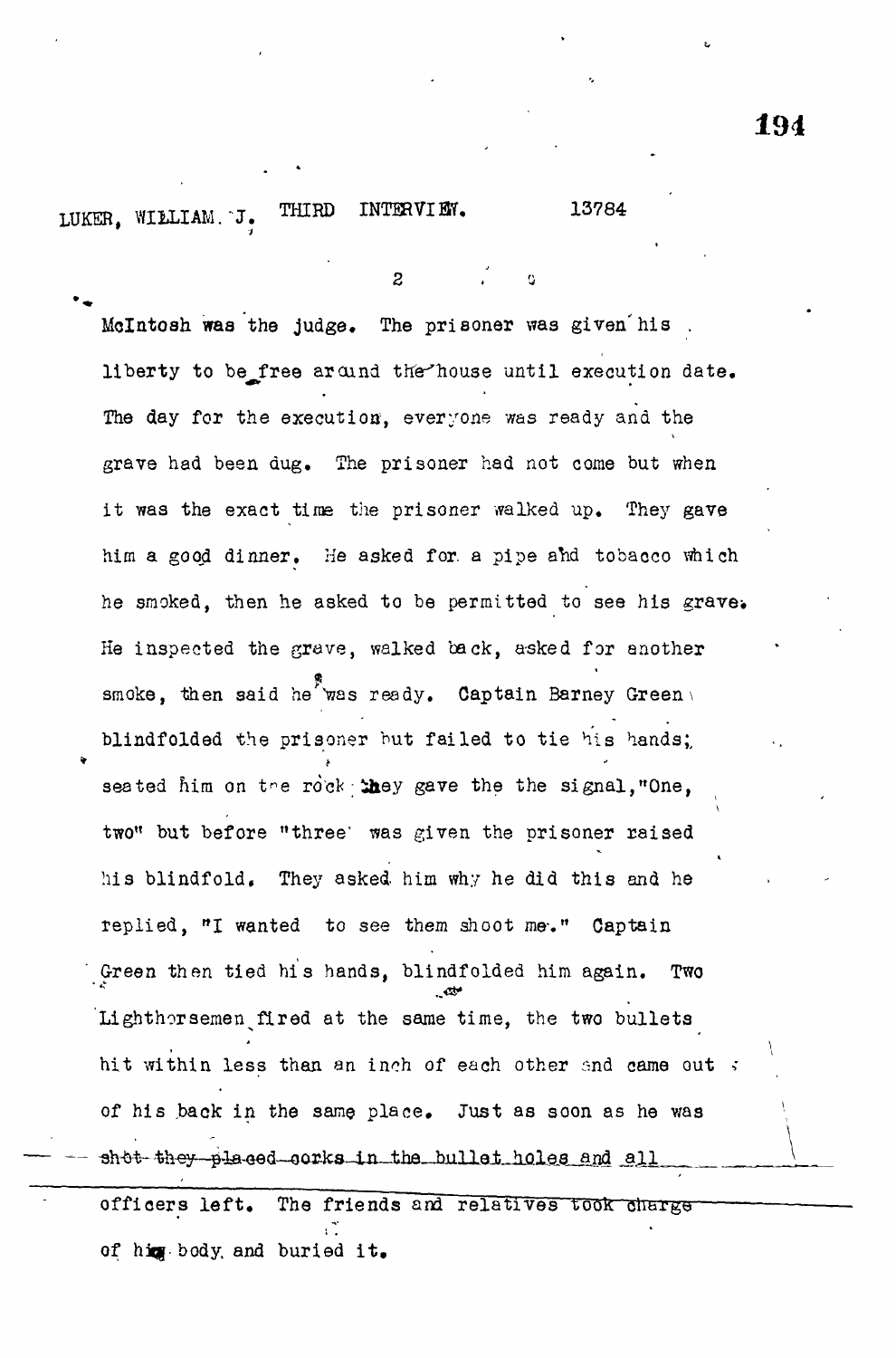LUKER, WILLIAM. J. THIRD INTERVIEW. 13784

McIntosh was the judge. The prisoner was given his liberty to be free around the house until execution date. The day for the execution, everyone was ready and the grave had been dug. The prisoner had not come but when it was the exact time the prisoner walked up. They gave him a good dinner. He asked for a pipe and tobacco which he smoked, then he asked to be permitted to see his grave. He inspected the grave, walked back, asked for another smoke, then said he was ready. Captain Barney Green blindfolded the prisoner but failed to tie his hands; seated him on the rock they gave the the signal, "One, two" but before "three" was given the prisoner raised his blindfold. They asked him why he did this and he replied, "I wanted to see them shoot me." Captain Green then tied his hands, blindfolded him again. Two Lighthorsemen fired at the same time, the two bullets hit within less than an inch of each other and came out of his back in the same place. Just as soon as he was ~~shot they placed corks in the bullet holes and all~~ officers left. The friends and relatives took charge of his body and buried it.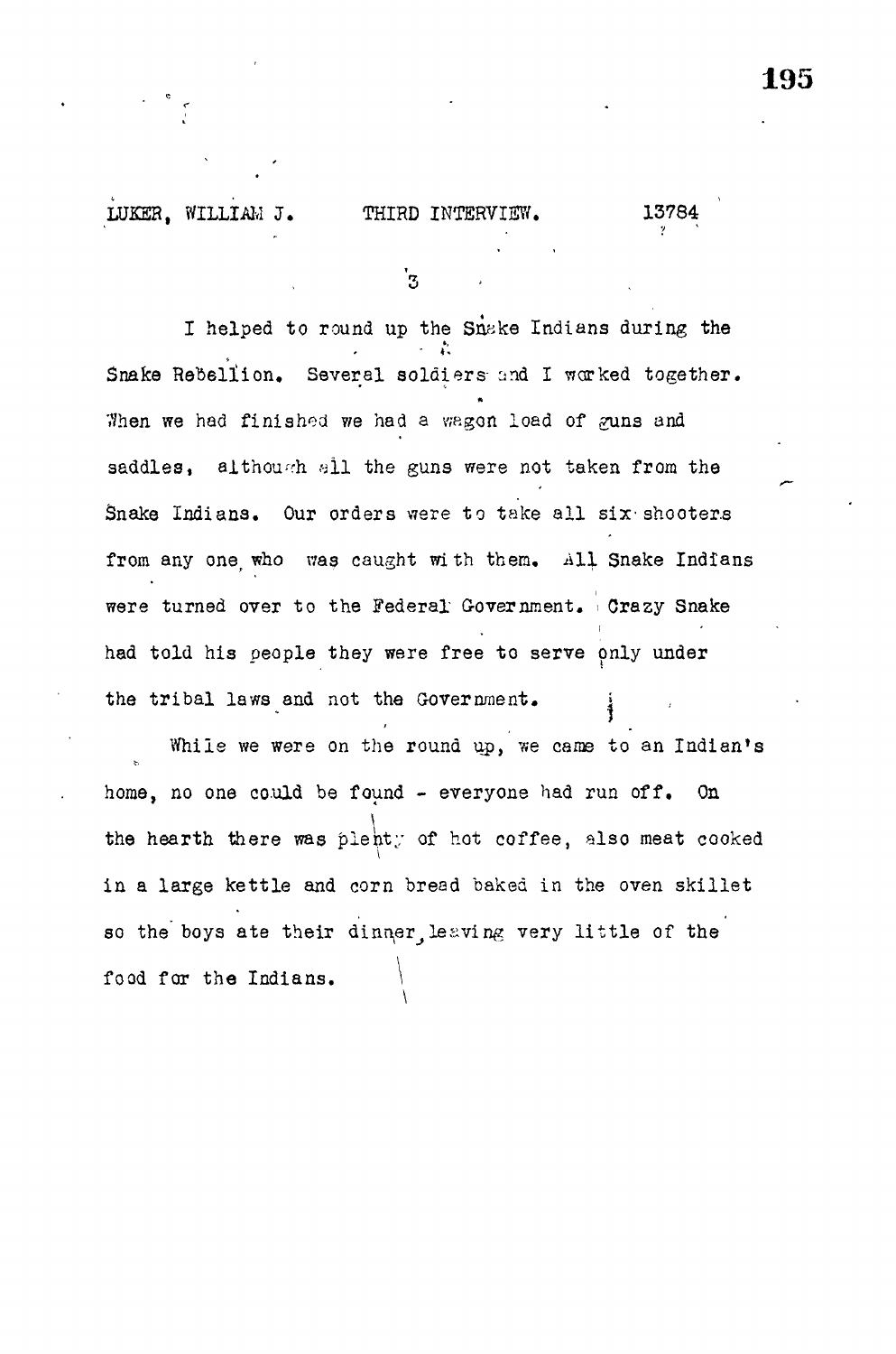I helped to round up the Snake Indians during the Snake Rebellion. Several soldiers and I worked together. When we had finished we had a wagon load of guns and saddles, although all the guns were not taken from the Snake Indians. Our orders were to take all six-shooters from any one who was caught with them. All Snake Indians were turned over to the Federal Government. Crazy Snake had told his people they were free to serve only under the tribal laws and not the Government.

While we were on the round up, we came to an Indian's home, no one could be found - everyone had run off. On the hearth there was plenty of hot coffee, also meat cooked in a large kettle and corn bread baked in the oven skillet so the boys ate their dinner, leaving very little of the food for the Indians.